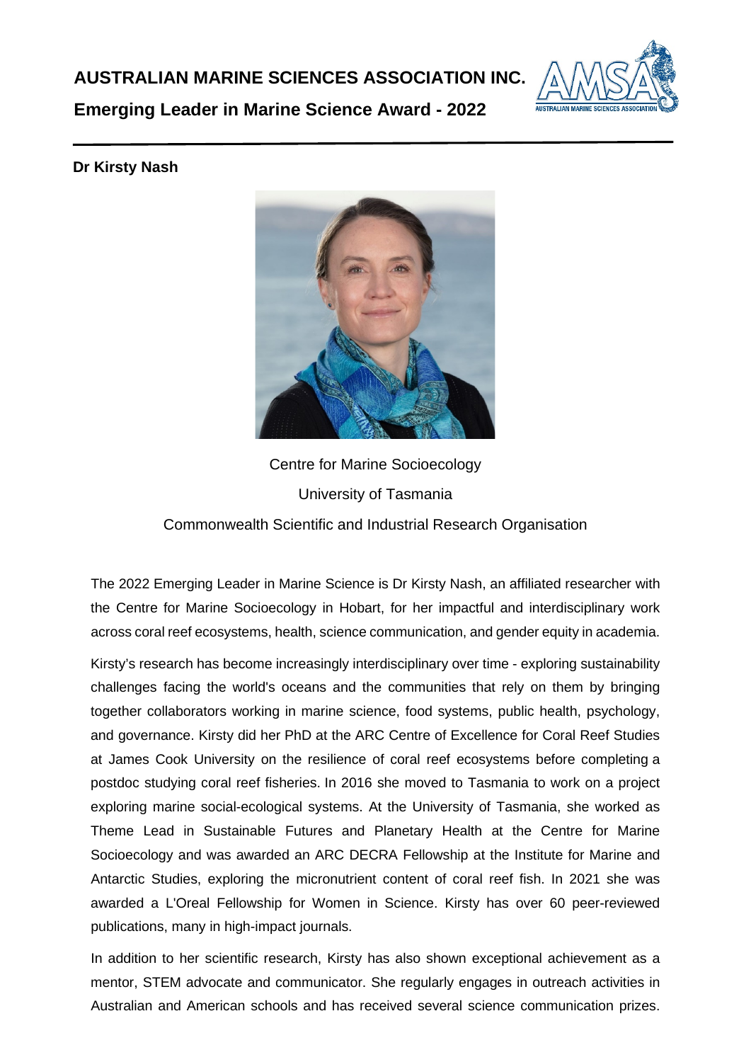# AUSTRALIAN MARINE SCIENCES ASSOCIATION INC.

## Emerging Leader in Marine Science Award - 2022

---

**Dr Kirsty Nash**

Centre for Marine Socioecology

University of Tasmania

Commonwealth Scientific and Industrial Research Organisation

The 2022 Emerging Leader in Marine Science is Dr Kirsty Nash, an affiliated researcher with the Centre for Marine Socioecology in Hobart, for her impactful and interdisciplinary work across coral reef ecosystems, health, science communication, and gender equity in academia.

Kirsty's research has become increasingly interdisciplinary over time - exploring sustainability challenges facing the world's oceans and the communities that rely on them by bringing together collaborators working in marine science, food systems, public health, psychology, and governance. Kirsty did her PhD at the ARC Centre of Excellence for Coral Reef Studies at James Cook University on the resilience of coral reef ecosystems before completing a postdoc studying coral reef fisheries. In 2016 she moved to Tasmania to work on a project exploring marine social-ecological systems. At the University of Tasmania, she worked as Theme Lead in Sustainable Futures and Planetary Health at the Centre for Marine Socioecology and was awarded an ARC DECRA Fellowship at the Institute for Marine and Antarctic Studies, exploring the micronutrient content of coral reef fish. In 2021 she was awarded a L'Oreal Fellowship for Women in Science. Kirsty has over 60 peer-reviewed publications, many in high-impact journals.

In addition to her scientific research, Kirsty has also shown exceptional achievement as a mentor, STEM advocate and communicator. She regularly engages in outreach activities in Australian and American schools and has received several science communication prizes.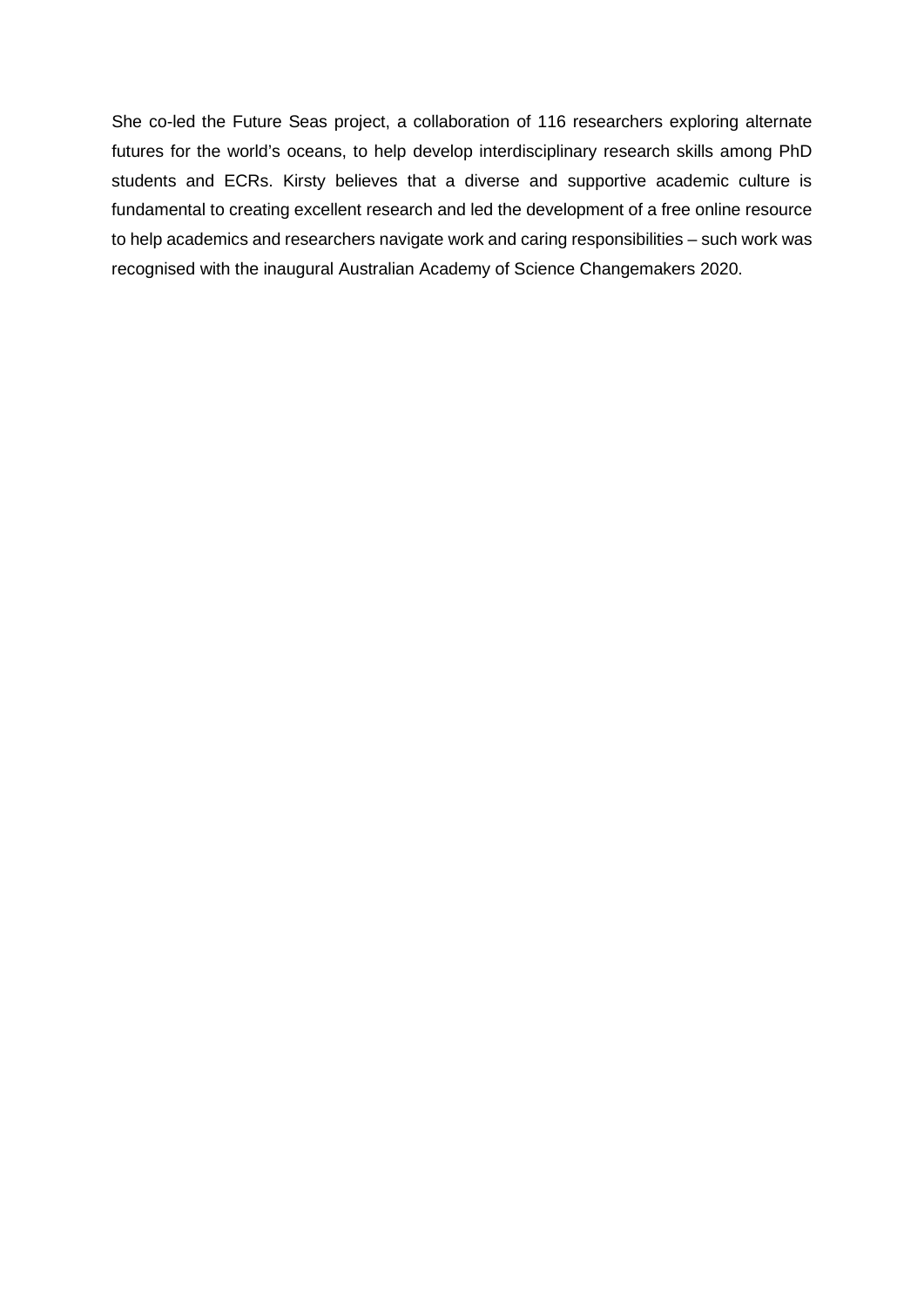She co-led the Future Seas project, a collaboration of 116 researchers exploring alternate futures for the world's oceans, to help develop interdisciplinary research skills among PhD students and ECRs. Kirsty believes that a diverse and supportive academic culture is fundamental to creating excellent research and led the development of a free online resource to help academics and researchers navigate work and caring responsibilities – such work was recognised with the inaugural Australian Academy of Science Changemakers 2020.